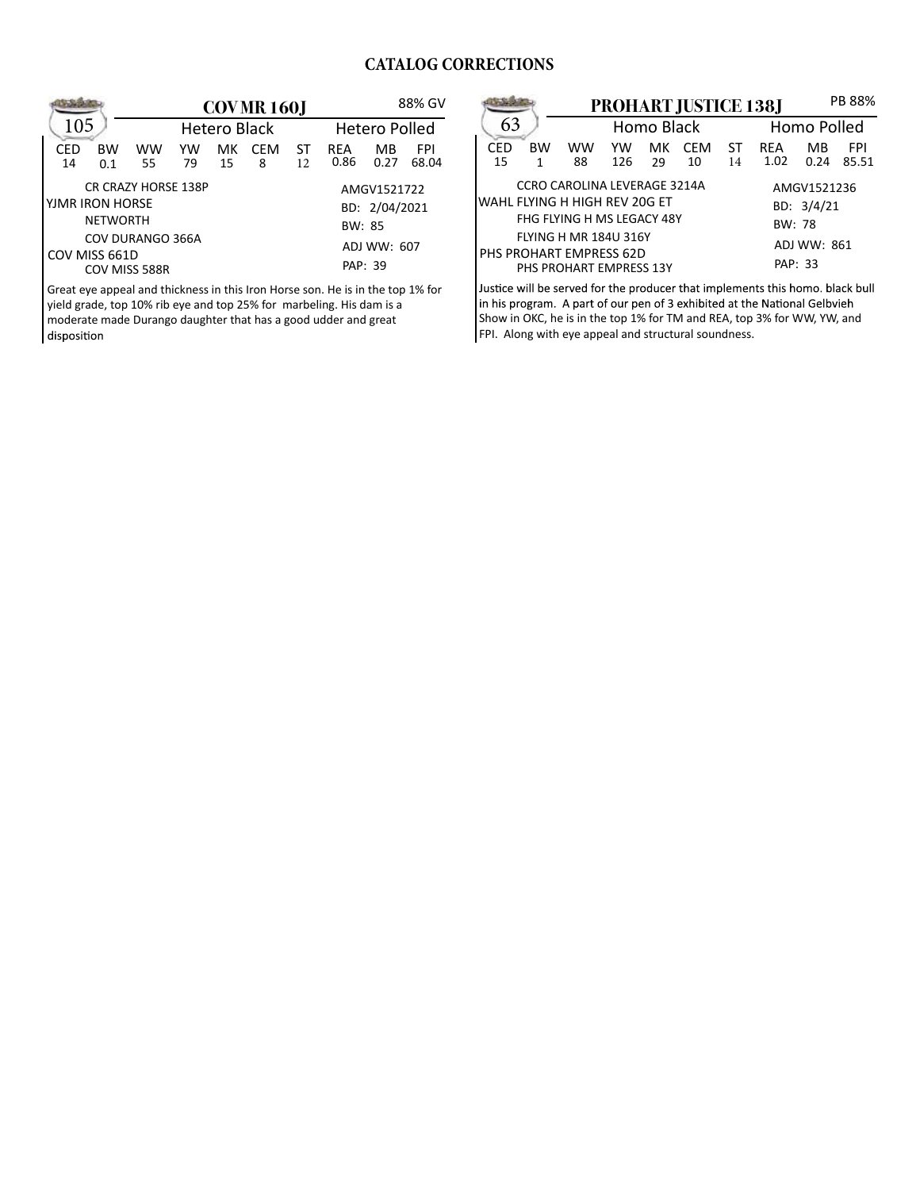# CATALOG CORRECTIONS

## 105 — COV MR 160J

88% GV

Hetero Black — Hetero Polled

| CED | BW | WW | YW | MK | CEM | ST | REA | MB | FPI |
|---|---|---|---|---|---|---|---|---|---|
| 14 | 0.1 | 55 | 79 | 15 | 8 | 12 | 0.86 | 0.27 | 68.04 |

CR CRAZY HORSE 138P
YJMR IRON HORSE
NETWORTH
COV DURANGO 366A
COV MISS 661D
COV MISS 588R

AMGV1521722
BD: 2/04/2021
BW: 85
ADJ WW: 607
PAP: 39

Great eye appeal and thickness in this Iron Horse son. He is in the top 1% for yield grade, top 10% rib eye and top 25% for marbeling. His dam is a moderate made Durango daughter that has a good udder and great disposition

## 63 — PROHART JUSTICE 138J

PB 88%

Homo Black — Homo Polled

| CED | BW | WW | YW | MK | CEM | ST | REA | MB | FPI |
|---|---|---|---|---|---|---|---|---|---|
| 15 | 1 | 88 | 126 | 29 | 10 | 14 | 1.02 | 0.24 | 85.51 |

CCRO CAROLINA LEVERAGE 3214A
WAHL FLYING H HIGH REV 20G ET
FHG FLYING H MS LEGACY 48Y
FLYING H MR 184U 316Y
PHS PROHART EMPRESS 62D
PHS PROHART EMPRESS 13Y

AMGV1521236
BD: 3/4/21
BW: 78
ADJ WW: 861
PAP: 33

Justice will be served for the producer that implements this homo. black bull in his program. A part of our pen of 3 exhibited at the National Gelbvieh Show in OKC, he is in the top 1% for TM and REA, top 3% for WW, YW, and FPI. Along with eye appeal and structural soundness.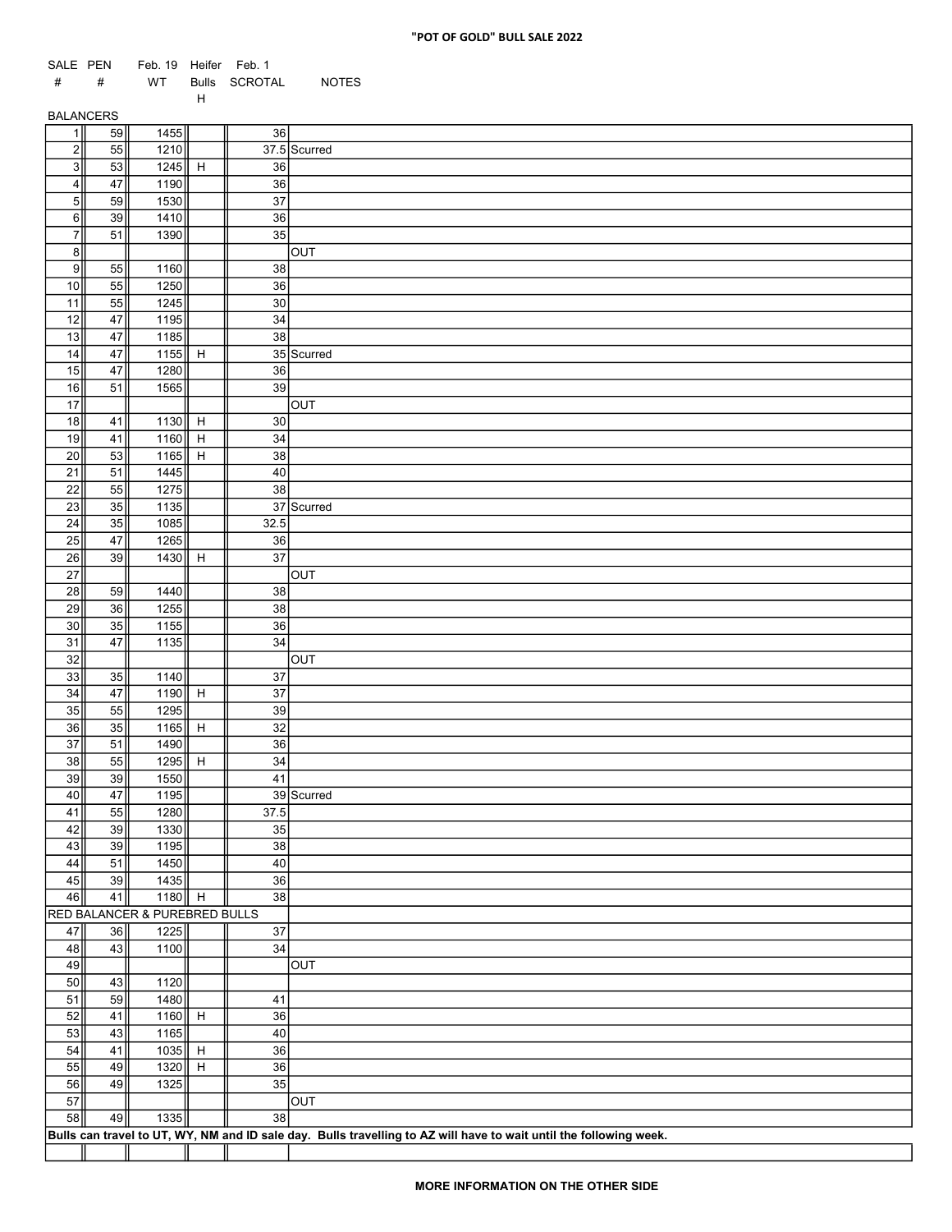## "POT OF GOLD" BULL SALE 2022

| SALE # | PEN # | Feb. 19 WT | Heifer Bulls H | Feb. 1 SCROTAL | NOTES |
|---|---|---|---|---|---|
| BALANCERS | | | | | |
| 1 | 59 | 1455 | | 36 | |
| 2 | 55 | 1210 | | 37.5 | Scurred |
| 3 | 53 | 1245 | H | 36 | |
| 4 | 47 | 1190 | | 36 | |
| 5 | 59 | 1530 | | 37 | |
| 6 | 39 | 1410 | | 36 | |
| 7 | 51 | 1390 | | 35 | |
| 8 | | | | | OUT |
| 9 | 55 | 1160 | | 38 | |
| 10 | 55 | 1250 | | 36 | |
| 11 | 55 | 1245 | | 30 | |
| 12 | 47 | 1195 | | 34 | |
| 13 | 47 | 1185 | | 38 | |
| 14 | 47 | 1155 | H | 35 | Scurred |
| 15 | 47 | 1280 | | 36 | |
| 16 | 51 | 1565 | | 39 | |
| 17 | | | | | OUT |
| 18 | 41 | 1130 | H | 30 | |
| 19 | 41 | 1160 | H | 34 | |
| 20 | 53 | 1165 | H | 38 | |
| 21 | 51 | 1445 | | 40 | |
| 22 | 55 | 1275 | | 38 | |
| 23 | 35 | 1135 | | 37 | Scurred |
| 24 | 35 | 1085 | | 32.5 | |
| 25 | 47 | 1265 | | 36 | |
| 26 | 39 | 1430 | H | 37 | |
| 27 | | | | | OUT |
| 28 | 59 | 1440 | | 38 | |
| 29 | 36 | 1255 | | 38 | |
| 30 | 35 | 1155 | | 36 | |
| 31 | 47 | 1135 | | 34 | |
| 32 | | | | | OUT |
| 33 | 35 | 1140 | | 37 | |
| 34 | 47 | 1190 | H | 37 | |
| 35 | 55 | 1295 | | 39 | |
| 36 | 35 | 1165 | H | 32 | |
| 37 | 51 | 1490 | | 36 | |
| 38 | 55 | 1295 | H | 34 | |
| 39 | 39 | 1550 | | 41 | |
| 40 | 47 | 1195 | | 39 | Scurred |
| 41 | 55 | 1280 | | 37.5 | |
| 42 | 39 | 1330 | | 35 | |
| 43 | 39 | 1195 | | 38 | |
| 44 | 51 | 1450 | | 40 | |
| 45 | 39 | 1435 | | 36 | |
| 46 | 41 | 1180 | H | 38 | |
| RED BALANCER & PUREBRED BULLS | | | | | |
| 47 | 36 | 1225 | | 37 | |
| 48 | 43 | 1100 | | 34 | |
| 49 | | | | | OUT |
| 50 | 43 | 1120 | | | |
| 51 | 59 | 1480 | | 41 | |
| 52 | 41 | 1160 | H | 36 | |
| 53 | 43 | 1165 | | 40 | |
| 54 | 41 | 1035 | H | 36 | |
| 55 | 49 | 1320 | H | 36 | |
| 56 | 49 | 1325 | | 35 | |
| 57 | | | | | OUT |
| 58 | 49 | 1335 | | 38 | |

**Bulls can travel to UT, WY, NM and ID sale day. Bulls travelling to AZ will have to wait until the following week.**

**MORE INFORMATION ON THE OTHER SIDE**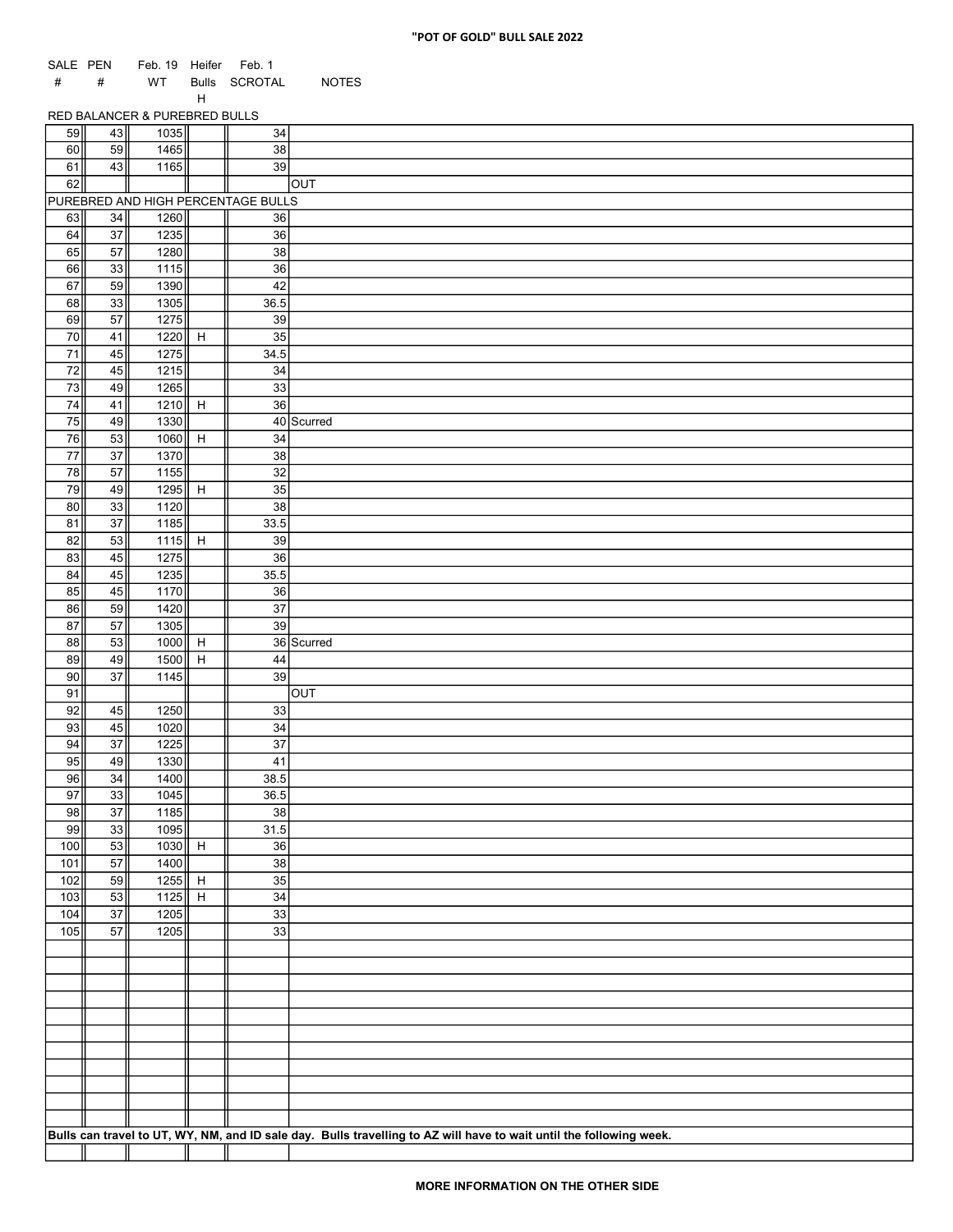**"POT OF GOLD" BULL SALE 2022**

| SALE # | PEN # | Feb. 19 WT | Heifer Bulls H | Feb. 1 SCROTAL | NOTES |
|---|---|---|---|---|---|
| RED BALANCER & PUREBRED BULLS | | | | | |
| 59 | 43 | 1035 | | 34 | |
| 60 | 59 | 1465 | | 38 | |
| 61 | 43 | 1165 | | 39 | |
| 62 | | | | | OUT |
| PUREBRED AND HIGH PERCENTAGE BULLS | | | | | |
| 63 | 34 | 1260 | | 36 | |
| 64 | 37 | 1235 | | 36 | |
| 65 | 57 | 1280 | | 38 | |
| 66 | 33 | 1115 | | 36 | |
| 67 | 59 | 1390 | | 42 | |
| 68 | 33 | 1305 | | 36.5 | |
| 69 | 57 | 1275 | | 39 | |
| 70 | 41 | 1220 | H | 35 | |
| 71 | 45 | 1275 | | 34.5 | |
| 72 | 45 | 1215 | | 34 | |
| 73 | 49 | 1265 | | 33 | |
| 74 | 41 | 1210 | H | 36 | |
| 75 | 49 | 1330 | | 40 | Scurred |
| 76 | 53 | 1060 | H | 34 | |
| 77 | 37 | 1370 | | 38 | |
| 78 | 57 | 1155 | | 32 | |
| 79 | 49 | 1295 | H | 35 | |
| 80 | 33 | 1120 | | 38 | |
| 81 | 37 | 1185 | | 33.5 | |
| 82 | 53 | 1115 | H | 39 | |
| 83 | 45 | 1275 | | 36 | |
| 84 | 45 | 1235 | | 35.5 | |
| 85 | 45 | 1170 | | 36 | |
| 86 | 59 | 1420 | | 37 | |
| 87 | 57 | 1305 | | 39 | |
| 88 | 53 | 1000 | H | 36 | Scurred |
| 89 | 49 | 1500 | H | 44 | |
| 90 | 37 | 1145 | | 39 | |
| 91 | | | | | OUT |
| 92 | 45 | 1250 | | 33 | |
| 93 | 45 | 1020 | | 34 | |
| 94 | 37 | 1225 | | 37 | |
| 95 | 49 | 1330 | | 41 | |
| 96 | 34 | 1400 | | 38.5 | |
| 97 | 33 | 1045 | | 36.5 | |
| 98 | 37 | 1185 | | 38 | |
| 99 | 33 | 1095 | | 31.5 | |
| 100 | 53 | 1030 | H | 36 | |
| 101 | 57 | 1400 | | 38 | |
| 102 | 59 | 1255 | H | 35 | |
| 103 | 53 | 1125 | H | 34 | |
| 104 | 37 | 1205 | | 33 | |
| 105 | 57 | 1205 | | 33 | |

**Bulls can travel to UT, WY, NM, and ID sale day. Bulls travelling to AZ will have to wait until the following week.**

**MORE INFORMATION ON THE OTHER SIDE**